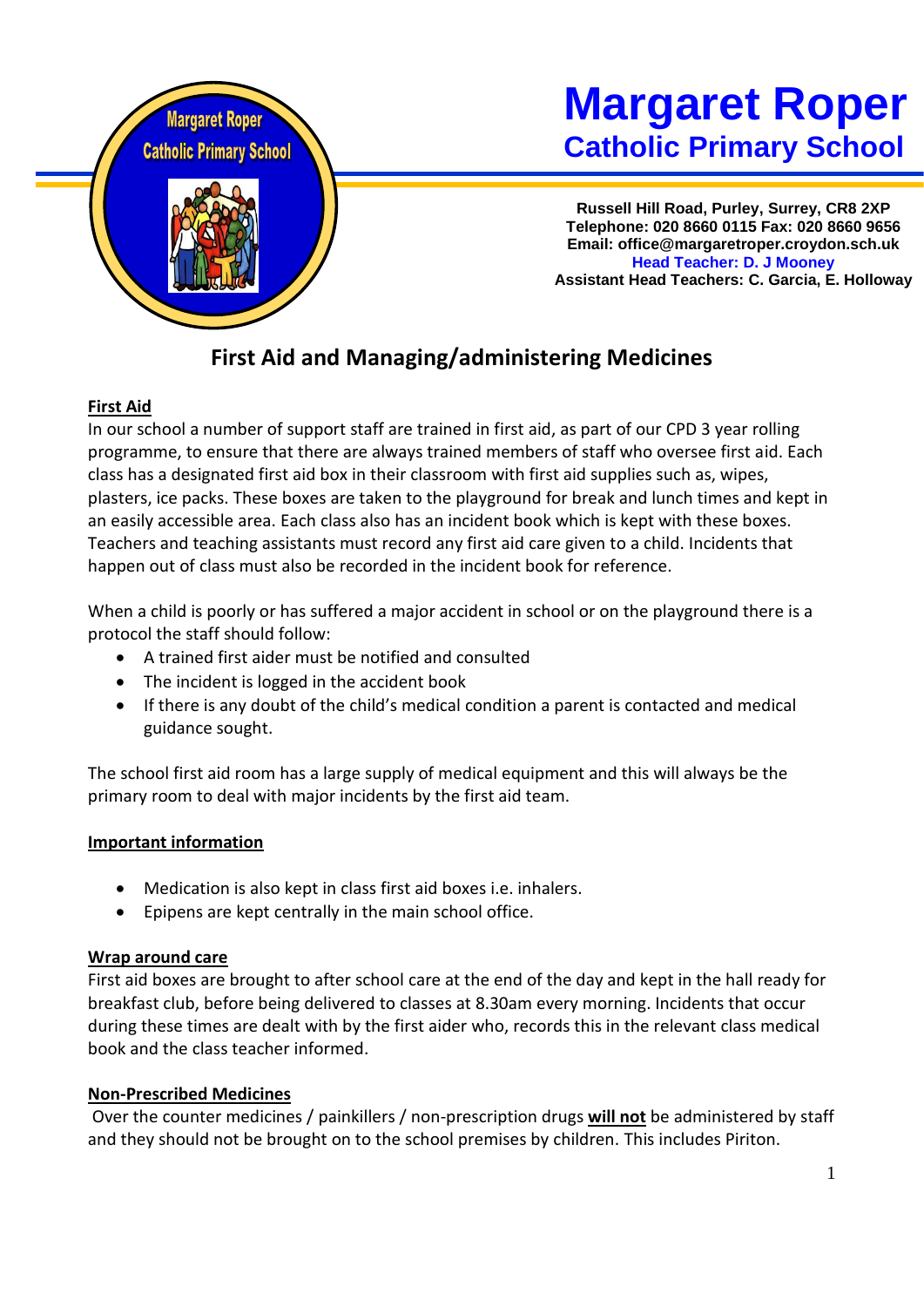# Margaret Roper
## Catholic Primary School

**Russell Hill Road, Purley, Surrey, CR8 2XP**
**Telephone: 020 8660 0115 Fax: 020 8660 9656**
**Email: office@margaretroper.croydon.sch.uk**
**Head Teacher: D. J Mooney**
**Assistant Head Teachers: C. Garcia, E. Holloway**

## First Aid and Managing/administering Medicines

### First Aid

In our school a number of support staff are trained in first aid, as part of our CPD 3 year rolling programme, to ensure that there are always trained members of staff who oversee first aid. Each class has a designated first aid box in their classroom with first aid supplies such as, wipes, plasters, ice packs. These boxes are taken to the playground for break and lunch times and kept in an easily accessible area. Each class also has an incident book which is kept with these boxes. Teachers and teaching assistants must record any first aid care given to a child. Incidents that happen out of class must also be recorded in the incident book for reference.

When a child is poorly or has suffered a major accident in school or on the playground there is a protocol the staff should follow:

- A trained first aider must be notified and consulted
- The incident is logged in the accident book
- If there is any doubt of the child's medical condition a parent is contacted and medical guidance sought.

The school first aid room has a large supply of medical equipment and this will always be the primary room to deal with major incidents by the first aid team.

### Important information

- Medication is also kept in class first aid boxes i.e. inhalers.
- Epipens are kept centrally in the main school office.

### Wrap around care

First aid boxes are brought to after school care at the end of the day and kept in the hall ready for breakfast club, before being delivered to classes at 8.30am every morning. Incidents that occur during these times are dealt with by the first aider who, records this in the relevant class medical book and the class teacher informed.

### Non-Prescribed Medicines

Over the counter medicines / painkillers / non-prescription drugs **will not** be administered by staff and they should not be brought on to the school premises by children. This includes Piriton.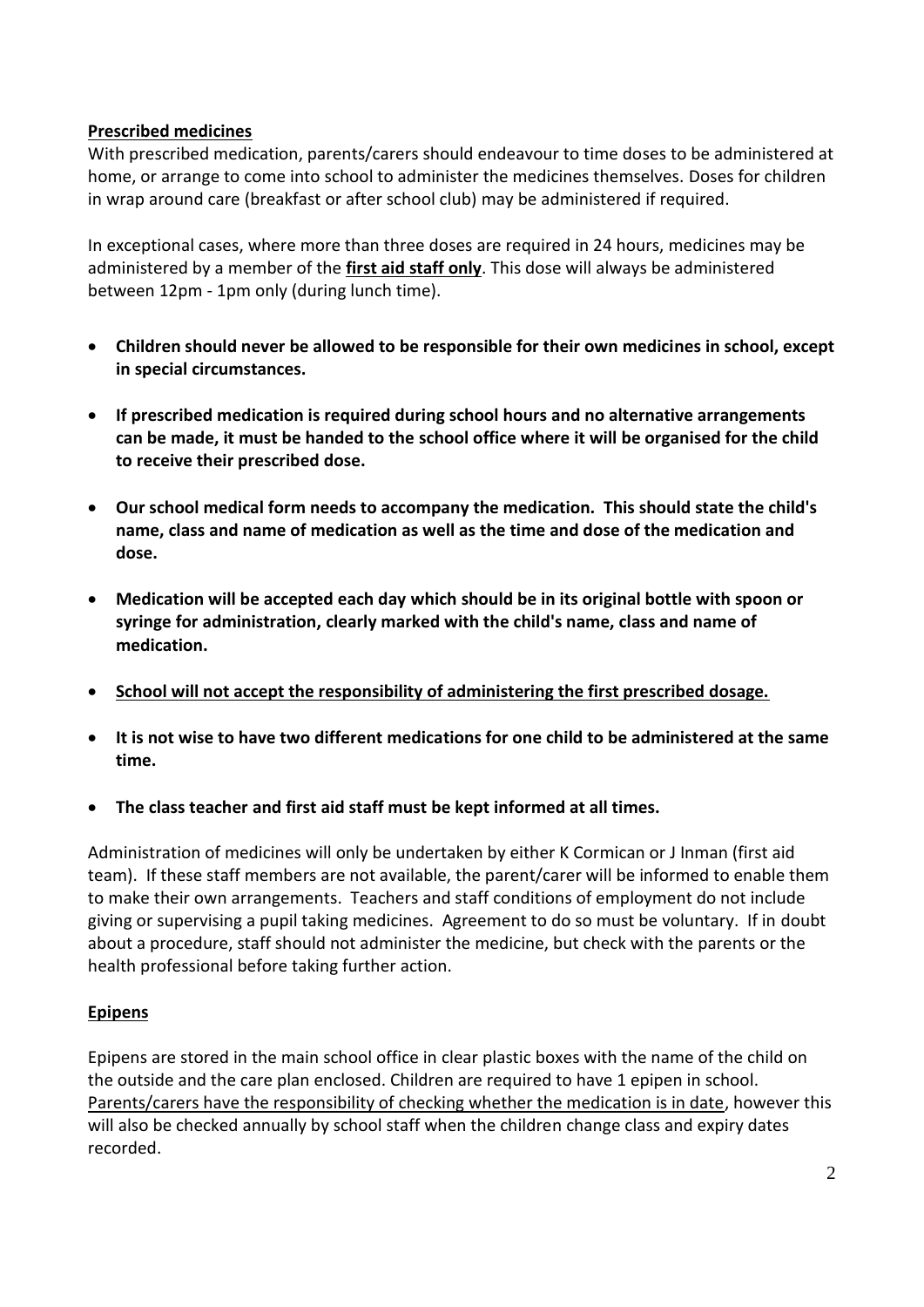## Prescribed medicines

With prescribed medication, parents/carers should endeavour to time doses to be administered at home, or arrange to come into school to administer the medicines themselves. Doses for children in wrap around care (breakfast or after school club) may be administered if required.

In exceptional cases, where more than three doses are required in 24 hours, medicines may be administered by a member of the **first aid staff only**. This dose will always be administered between 12pm - 1pm only (during lunch time).

- **Children should never be allowed to be responsible for their own medicines in school, except in special circumstances.**
- **If prescribed medication is required during school hours and no alternative arrangements can be made, it must be handed to the school office where it will be organised for the child to receive their prescribed dose.**
- **Our school medical form needs to accompany the medication. This should state the child's name, class and name of medication as well as the time and dose of the medication and dose.**
- **Medication will be accepted each day which should be in its original bottle with spoon or syringe for administration, clearly marked with the child's name, class and name of medication.**
- **School will not accept the responsibility of administering the first prescribed dosage.**
- **It is not wise to have two different medications for one child to be administered at the same time.**
- **The class teacher and first aid staff must be kept informed at all times.**

Administration of medicines will only be undertaken by either K Cormican or J Inman (first aid team). If these staff members are not available, the parent/carer will be informed to enable them to make their own arrangements. Teachers and staff conditions of employment do not include giving or supervising a pupil taking medicines. Agreement to do so must be voluntary. If in doubt about a procedure, staff should not administer the medicine, but check with the parents or the health professional before taking further action.

## Epipens

Epipens are stored in the main school office in clear plastic boxes with the name of the child on the outside and the care plan enclosed. Children are required to have 1 epipen in school. Parents/carers have the responsibility of checking whether the medication is in date, however this will also be checked annually by school staff when the children change class and expiry dates recorded.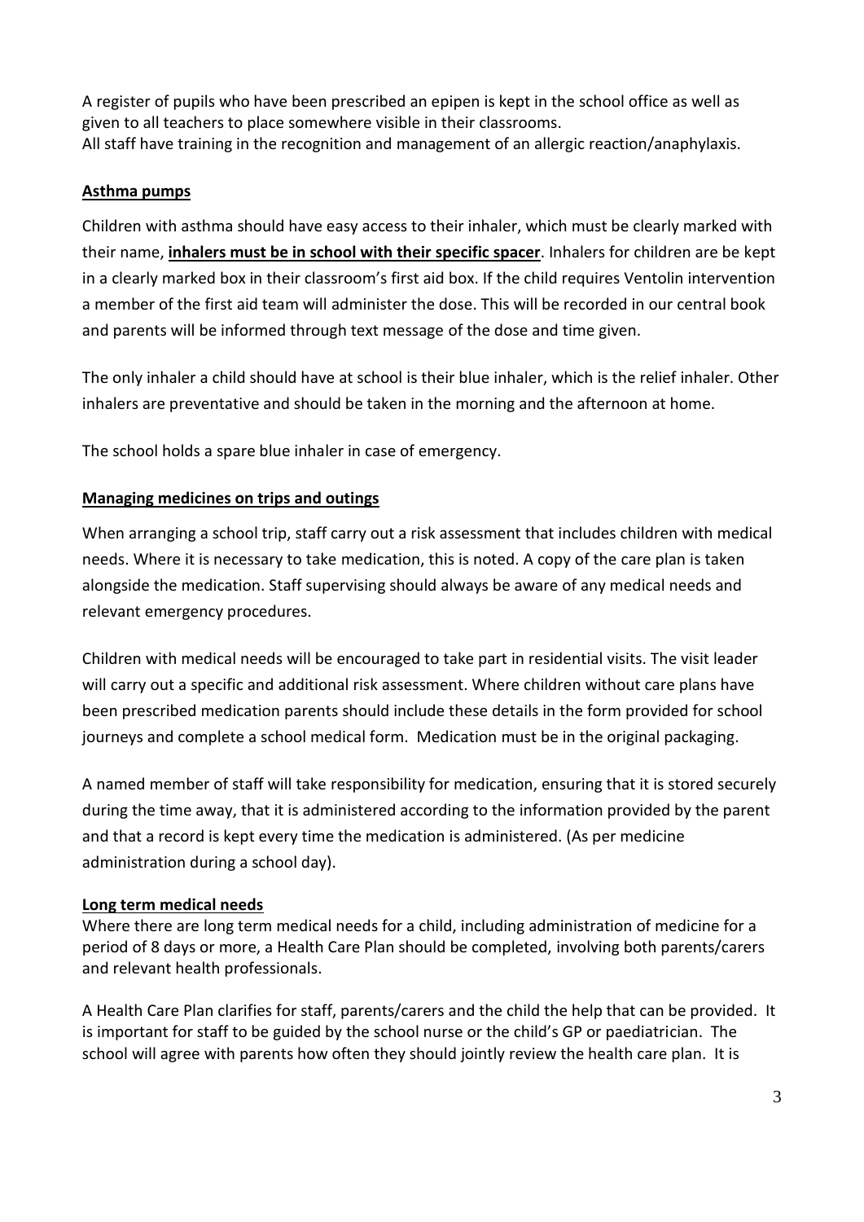A register of pupils who have been prescribed an epipen is kept in the school office as well as given to all teachers to place somewhere visible in their classrooms.
All staff have training in the recognition and management of an allergic reaction/anaphylaxis.

## Asthma pumps

Children with asthma should have easy access to their inhaler, which must be clearly marked with their name, **inhalers must be in school with their specific spacer**. Inhalers for children are be kept in a clearly marked box in their classroom's first aid box. If the child requires Ventolin intervention a member of the first aid team will administer the dose. This will be recorded in our central book and parents will be informed through text message of the dose and time given.

The only inhaler a child should have at school is their blue inhaler, which is the relief inhaler. Other inhalers are preventative and should be taken in the morning and the afternoon at home.

The school holds a spare blue inhaler in case of emergency.

## Managing medicines on trips and outings

When arranging a school trip, staff carry out a risk assessment that includes children with medical needs. Where it is necessary to take medication, this is noted. A copy of the care plan is taken alongside the medication. Staff supervising should always be aware of any medical needs and relevant emergency procedures.

Children with medical needs will be encouraged to take part in residential visits. The visit leader will carry out a specific and additional risk assessment. Where children without care plans have been prescribed medication parents should include these details in the form provided for school journeys and complete a school medical form. Medication must be in the original packaging.

A named member of staff will take responsibility for medication, ensuring that it is stored securely during the time away, that it is administered according to the information provided by the parent and that a record is kept every time the medication is administered. (As per medicine administration during a school day).

## Long term medical needs

Where there are long term medical needs for a child, including administration of medicine for a period of 8 days or more, a Health Care Plan should be completed, involving both parents/carers and relevant health professionals.

A Health Care Plan clarifies for staff, parents/carers and the child the help that can be provided. It is important for staff to be guided by the school nurse or the child's GP or paediatrician. The school will agree with parents how often they should jointly review the health care plan. It is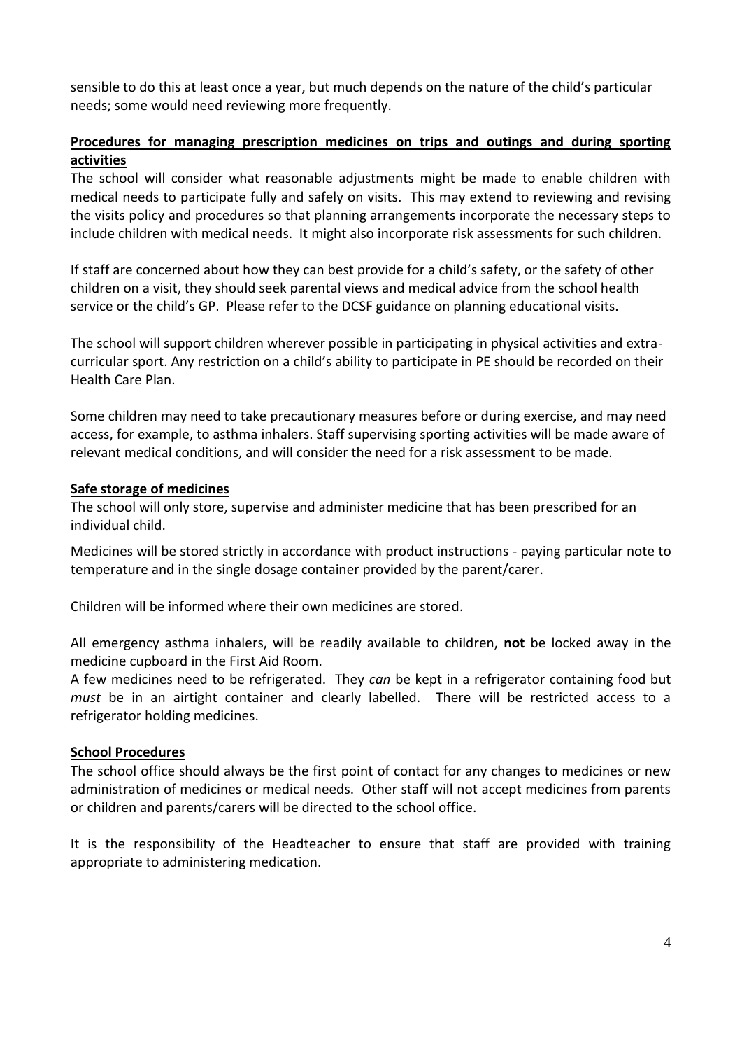sensible to do this at least once a year, but much depends on the nature of the child's particular needs; some would need reviewing more frequently.

## Procedures for managing prescription medicines on trips and outings and during sporting activities

The school will consider what reasonable adjustments might be made to enable children with medical needs to participate fully and safely on visits. This may extend to reviewing and revising the visits policy and procedures so that planning arrangements incorporate the necessary steps to include children with medical needs. It might also incorporate risk assessments for such children.

If staff are concerned about how they can best provide for a child's safety, or the safety of other children on a visit, they should seek parental views and medical advice from the school health service or the child's GP. Please refer to the DCSF guidance on planning educational visits.

The school will support children wherever possible in participating in physical activities and extra-curricular sport. Any restriction on a child's ability to participate in PE should be recorded on their Health Care Plan.

Some children may need to take precautionary measures before or during exercise, and may need access, for example, to asthma inhalers. Staff supervising sporting activities will be made aware of relevant medical conditions, and will consider the need for a risk assessment to be made.

## Safe storage of medicines

The school will only store, supervise and administer medicine that has been prescribed for an individual child.

Medicines will be stored strictly in accordance with product instructions - paying particular note to temperature and in the single dosage container provided by the parent/carer.

Children will be informed where their own medicines are stored.

All emergency asthma inhalers, will be readily available to children, **not** be locked away in the medicine cupboard in the First Aid Room.

A few medicines need to be refrigerated. They *can* be kept in a refrigerator containing food but *must* be in an airtight container and clearly labelled. There will be restricted access to a refrigerator holding medicines.

## School Procedures

The school office should always be the first point of contact for any changes to medicines or new administration of medicines or medical needs. Other staff will not accept medicines from parents or children and parents/carers will be directed to the school office.

It is the responsibility of the Headteacher to ensure that staff are provided with training appropriate to administering medication.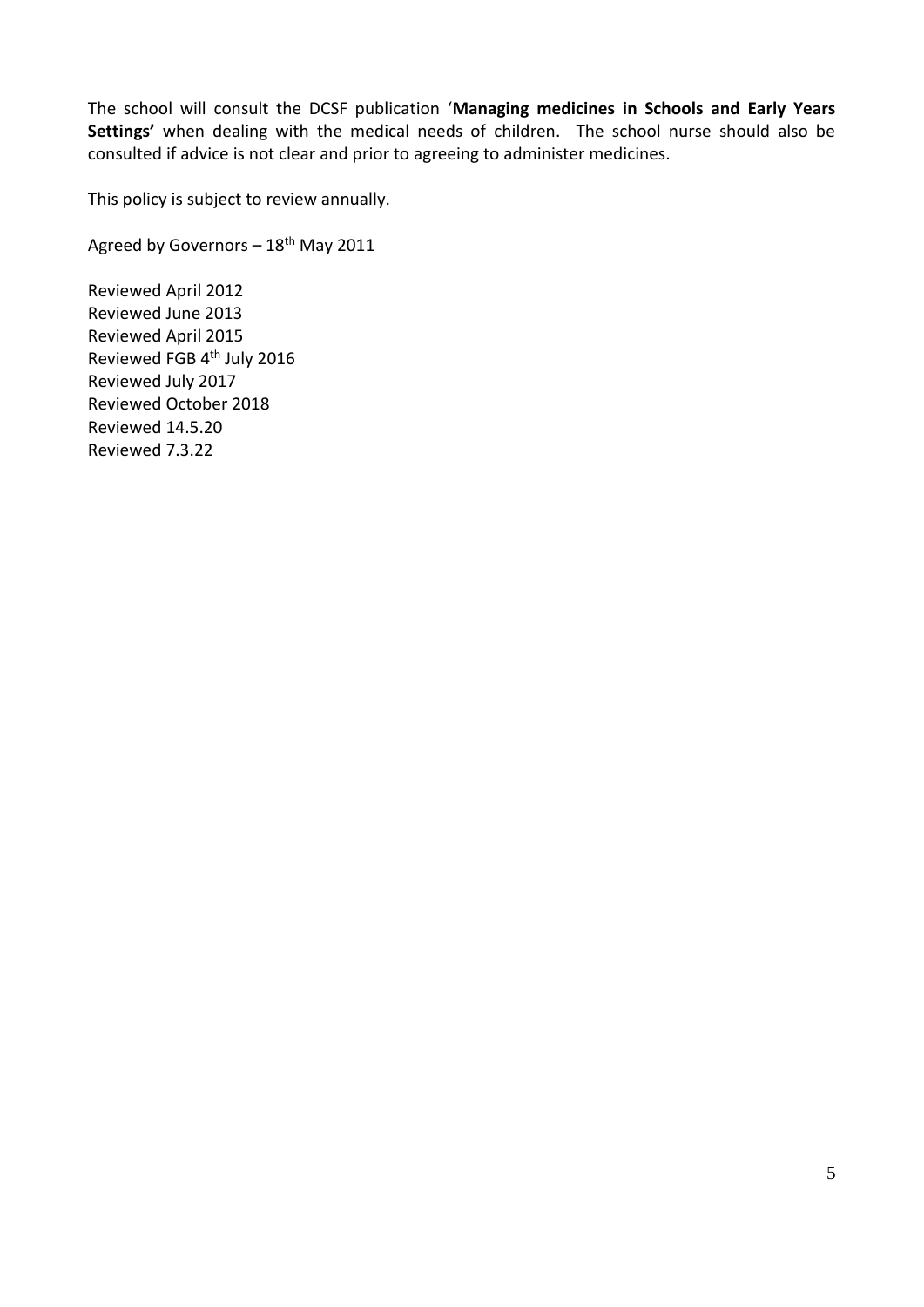The school will consult the DCSF publication '**Managing medicines in Schools and Early Years Settings'** when dealing with the medical needs of children. The school nurse should also be consulted if advice is not clear and prior to agreeing to administer medicines.

This policy is subject to review annually.

Agreed by Governors – 18th May 2011

Reviewed April 2012
Reviewed June 2013
Reviewed April 2015
Reviewed FGB 4th July 2016
Reviewed July 2017
Reviewed October 2018
Reviewed 14.5.20
Reviewed 7.3.22